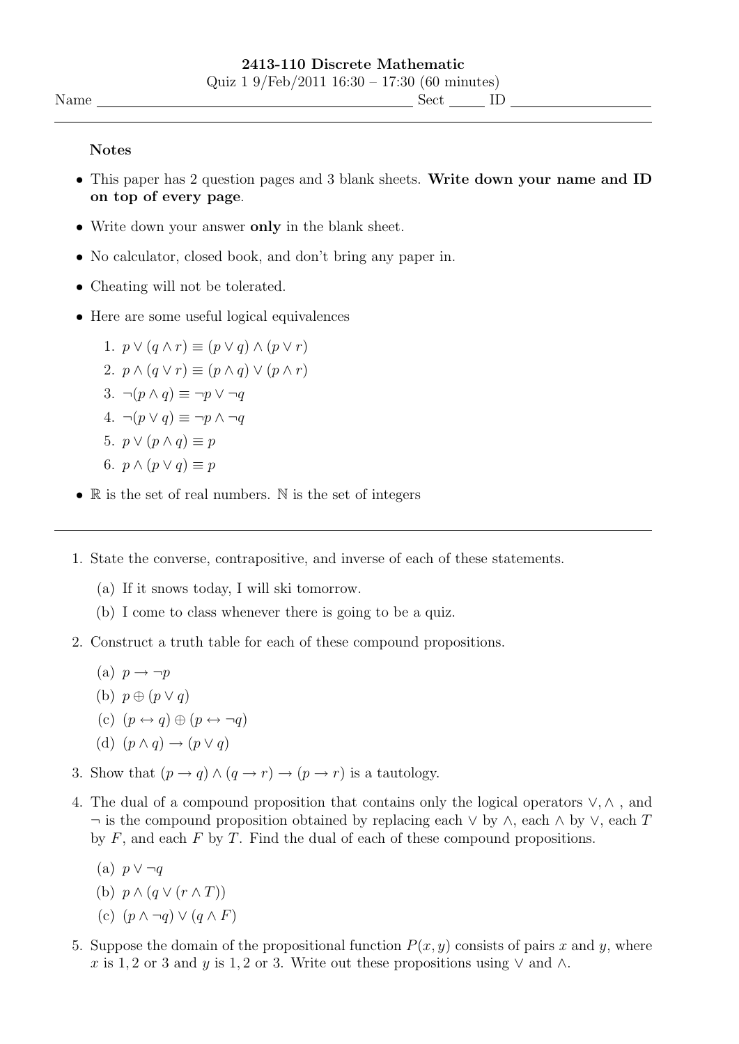**2413-110 Discrete Mathematic**

Quiz 1 9/Feb/2011 16:30 – 17:30 (60 minutes)

Name ______________________ Sect _____ ID ______________

---

**Notes**

- This paper has 2 question pages and 3 blank sheets. **Write down your name and ID on top of every page**.
- Write down your answer **only** in the blank sheet.
- No calculator, closed book, and don't bring any paper in.
- Cheating will not be tolerated.
- Here are some useful logical equivalences
  1. $p \vee (q \wedge r) \equiv (p \vee q) \wedge (p \vee r)$
  2. $p \wedge (q \vee r) \equiv (p \wedge q) \vee (p \wedge r)$
  3. $\neg(p \wedge q) \equiv \neg p \vee \neg q$
  4. $\neg(p \vee q) \equiv \neg p \wedge \neg q$
  5. $p \vee (p \wedge q) \equiv p$
  6. $p \wedge (p \vee q) \equiv p$
- $\mathbb{R}$ is the set of real numbers. $\mathbb{N}$ is the set of integers

---

1. State the converse, contrapositive, and inverse of each of these statements.
   (a) If it snows today, I will ski tomorrow.
   (b) I come to class whenever there is going to be a quiz.

2. Construct a truth table for each of these compound propositions.
   (a) $p \rightarrow \neg p$
   (b) $p \oplus (p \vee q)$
   (c) $(p \leftrightarrow q) \oplus (p \leftrightarrow \neg q)$
   (d) $(p \wedge q) \rightarrow (p \vee q)$

3. Show that $(p \rightarrow q) \wedge (q \rightarrow r) \rightarrow (p \rightarrow r)$ is a tautology.

4. The dual of a compound proposition that contains only the logical operators $\vee, \wedge$ , and $\neg$ is the compound proposition obtained by replacing each $\vee$ by $\wedge$, each $\wedge$ by $\vee$, each $T$ by $F$, and each $F$ by $T$. Find the dual of each of these compound propositions.
   (a) $p \vee \neg q$
   (b) $p \wedge (q \vee (r \wedge T))$
   (c) $(p \wedge \neg q) \vee (q \wedge F)$

5. Suppose the domain of the propositional function $P(x, y)$ consists of pairs $x$ and $y$, where $x$ is $1, 2$ or $3$ and $y$ is $1, 2$ or $3$. Write out these propositions using $\vee$ and $\wedge$.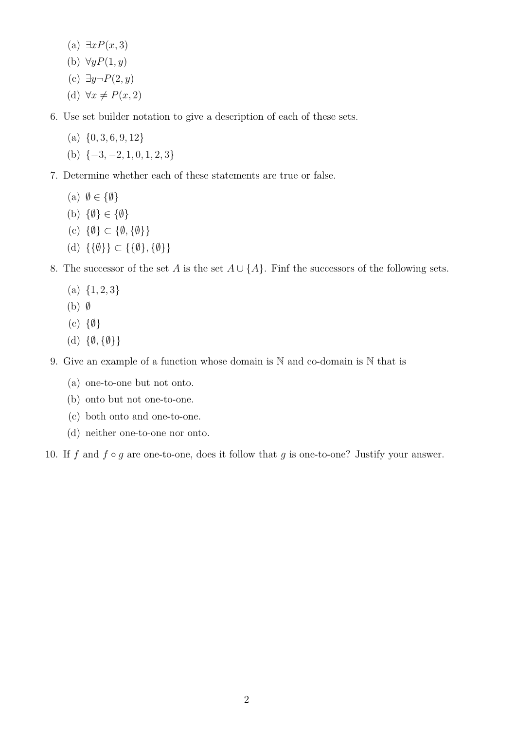(a) $\exists x P(x, 3)$

(b) $\forall y P(1, y)$

(c) $\exists y \neg P(2, y)$

(d) $\forall x \neq P(x, 2)$

6. Use set builder notation to give a description of each of these sets.

   (a) $\{0, 3, 6, 9, 12\}$

   (b) $\{-3, -2, 1, 0, 1, 2, 3\}$

7. Determine whether each of these statements are true or false.

   (a) $\emptyset \in \{\emptyset\}$

   (b) $\{\emptyset\} \in \{\emptyset\}$

   (c) $\{\emptyset\} \subset \{\emptyset, \{\emptyset\}\}$

   (d) $\{\{\emptyset\}\} \subset \{\{\emptyset\}, \{\emptyset\}\}$

8. The successor of the set $A$ is the set $A \cup \{A\}$. Finf the successors of the following sets.

   (a) $\{1, 2, 3\}$

   (b) $\emptyset$

   (c) $\{\emptyset\}$

   (d) $\{\emptyset, \{\emptyset\}\}$

9. Give an example of a function whose domain is $\mathbb{N}$ and co-domain is $\mathbb{N}$ that is

   (a) one-to-one but not onto.

   (b) onto but not one-to-one.

   (c) both onto and one-to-one.

   (d) neither one-to-one nor onto.

10. If $f$ and $f \circ g$ are one-to-one, does it follow that $g$ is one-to-one? Justify your answer.